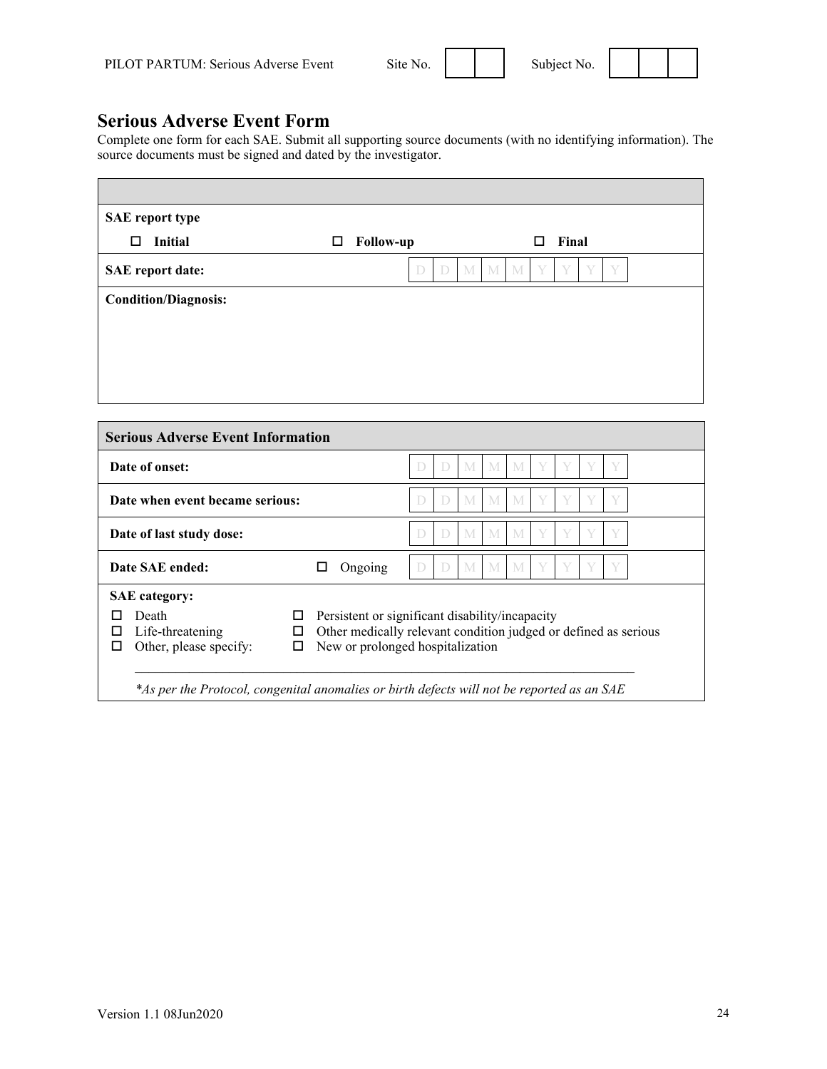PILOT PARTUM: Serious Adverse Event Site No. | | | Subject No. | | | |

## Serious Adverse Event Form

Complete one form for each SAE. Submit all supporting source documents (with no identifying information). The source documents must be signed and dated by the investigator.

| | |
|---|---|
| **SAE report type** | |
| ☐ **Initial** ☐ **Follow-up** ☐ **Final** | |
| **SAE report date:** | D D M M M Y Y Y Y |
| **Condition/Diagnosis:** | |

| **Serious Adverse Event Information** | | |
|---|---|---|
| **Date of onset:** | | D D M M M Y Y Y Y |
| **Date when event became serious:** | | D D M M M Y Y Y Y |
| **Date of last study dose:** | | D D M M M Y Y Y Y |
| **Date SAE ended:** | ☐ Ongoing | D D M M M Y Y Y Y |

**SAE category:**

- ☐ Death
- ☐ Life-threatening
- ☐ Other, please specify: \_\_\_\_\_\_\_\_\_\_\_\_\_\_\_\_\_\_\_\_\_\_\_\_
- ☐ Persistent or significant disability/incapacity
- ☐ Other medically relevant condition judged or defined as serious
- ☐ New or prolonged hospitalization

*\*As per the Protocol, congenital anomalies or birth defects will not be reported as an SAE*

Version 1.1 08Jun2020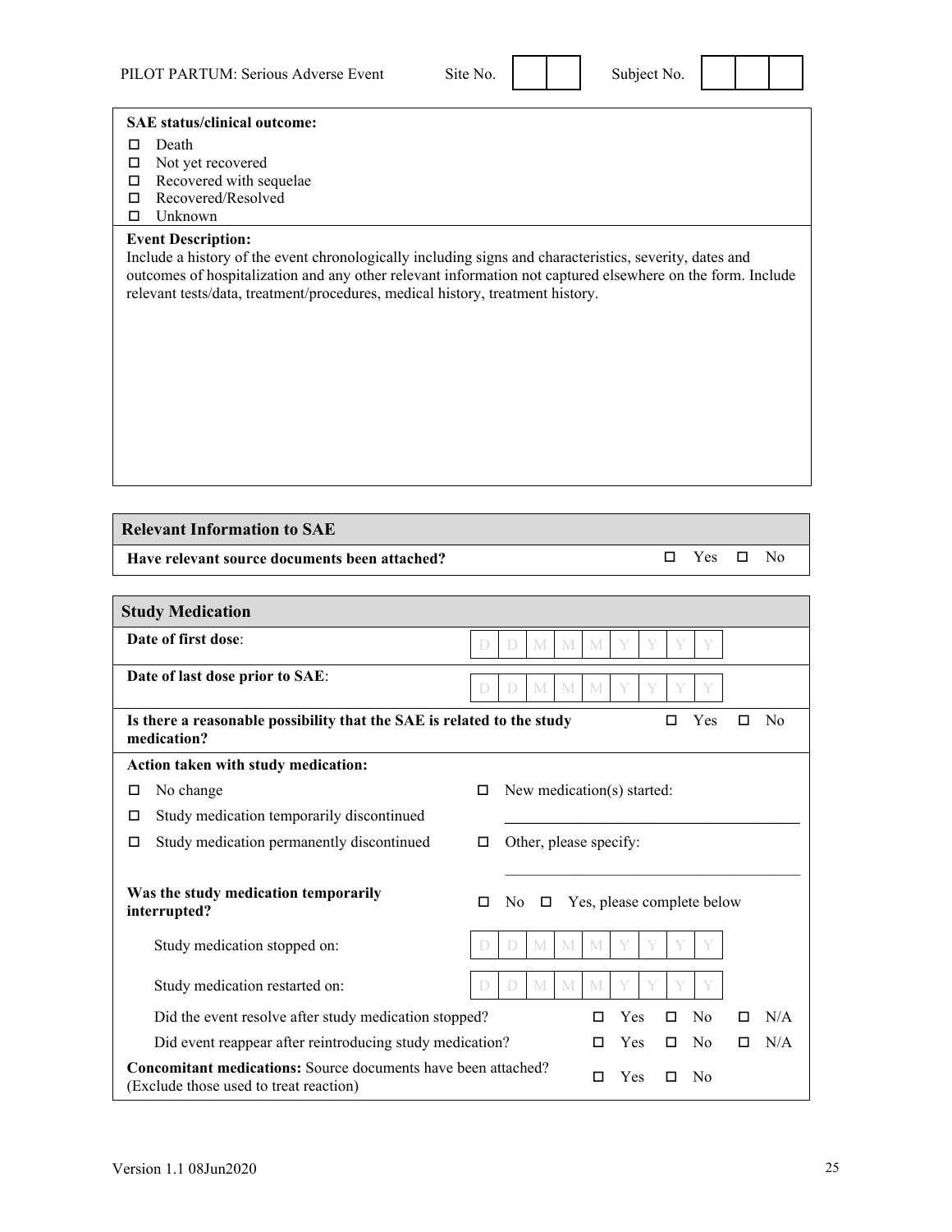PILOT PARTUM: Serious Adverse Event Site No. | | | Subject No. | | | |

**SAE status/clinical outcome:**

- ☐ Death
- ☐ Not yet recovered
- ☐ Recovered with sequelae
- ☐ Recovered/Resolved
- ☐ Unknown

**Event Description:**
Include a history of the event chronologically including signs and characteristics, severity, dates and outcomes of hospitalization and any other relevant information not captured elsewhere on the form. Include relevant tests/data, treatment/procedures, medical history, treatment history.

| **Relevant Information to SAE** | |
|---|---|
| **Have relevant source documents been attached?** | ☐ Yes ☐ No |

| **Study Medication** | |
|---|---|
| **Date of first dose**: | D D M M M Y Y Y Y |
| **Date of last dose prior to SAE**: | D D M M M Y Y Y Y |
| **Is there a reasonable possibility that the SAE is related to the study medication?** | ☐ Yes ☐ No |
| **Action taken with study medication:** | |
| ☐ No change | ☐ New medication(s) started: ________________ |
| ☐ Study medication temporarily discontinued | |
| ☐ Study medication permanently discontinued | ☐ Other, please specify: ________________ |
| **Was the study medication temporarily interrupted?** | ☐ No ☐ Yes, please complete below |
| Study medication stopped on: | D D M M M Y Y Y Y |
| Study medication restarted on: | D D M M M Y Y Y Y |
| Did the event resolve after study medication stopped? | ☐ Yes ☐ No ☐ N/A |
| Did event reappear after reintroducing study medication? | ☐ Yes ☐ No ☐ N/A |
| **Concomitant medications:** Source documents have been attached? (Exclude those used to treat reaction) | ☐ Yes ☐ No |

Version 1.1 08Jun2020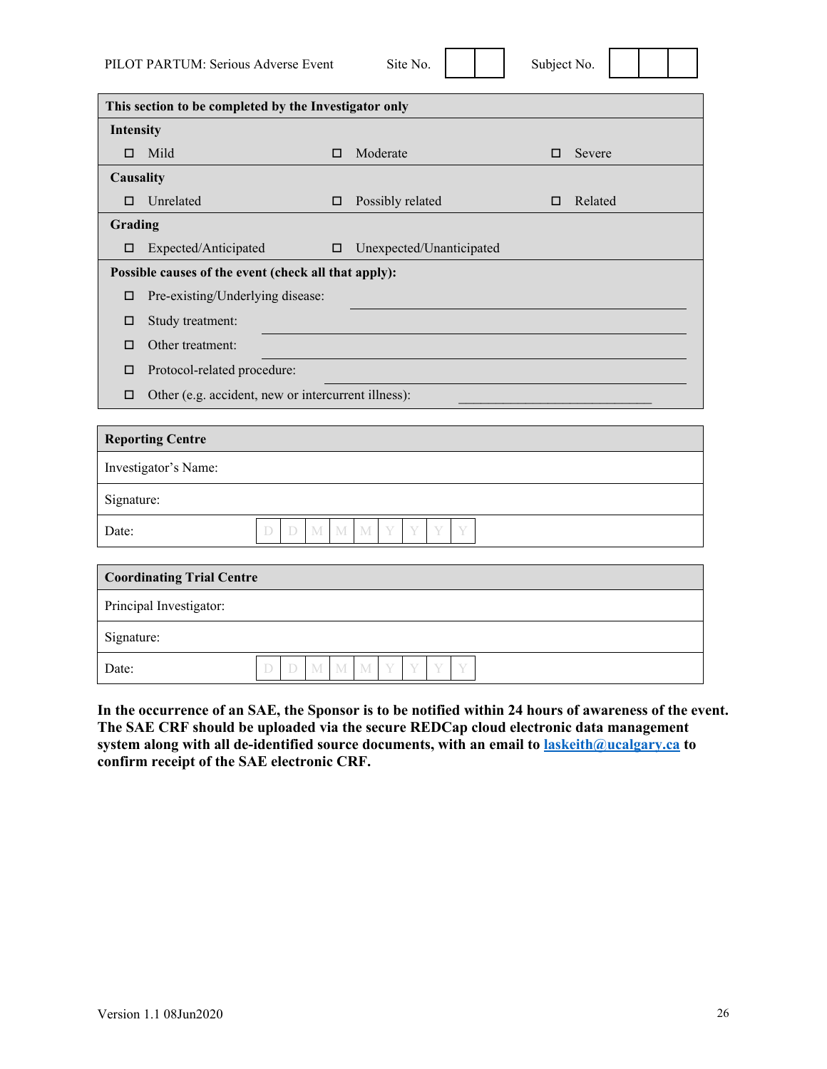PILOT PARTUM: Serious Adverse Event Site No. | | | Subject No. | | | |

| This section to be completed by the Investigator only | | |
|---|---|---|
| **Intensity** | | |
| ☐ Mild | ☐ Moderate | ☐ Severe |
| **Causality** | | |
| ☐ Unrelated | ☐ Possibly related | ☐ Related |
| **Grading** | | |
| ☐ Expected/Anticipated | ☐ Unexpected/Unanticipated | |
| **Possible causes of the event (check all that apply):** | | |
| ☐ Pre-existing/Underlying disease: ______________________________ | | |
| ☐ Study treatment: ______________________________ | | |
| ☐ Other treatment: ______________________________ | | |
| ☐ Protocol-related procedure: ______________________________ | | |
| ☐ Other (e.g. accident, new or intercurrent illness): ______________________________ | | |

| **Reporting Centre** | |
|---|---|
| Investigator's Name: | |
| Signature: | |
| Date: | D D M M M Y Y Y Y |

| **Coordinating Trial Centre** | |
|---|---|
| Principal Investigator: | |
| Signature: | |
| Date: | D D M M M Y Y Y Y |

**In the occurrence of an SAE, the Sponsor is to be notified within 24 hours of awareness of the event. The SAE CRF should be uploaded via the secure REDCap cloud electronic data management system along with all de-identified source documents, with an email to laskeith@ucalgary.ca to confirm receipt of the SAE electronic CRF.**

Version 1.1 08Jun2020